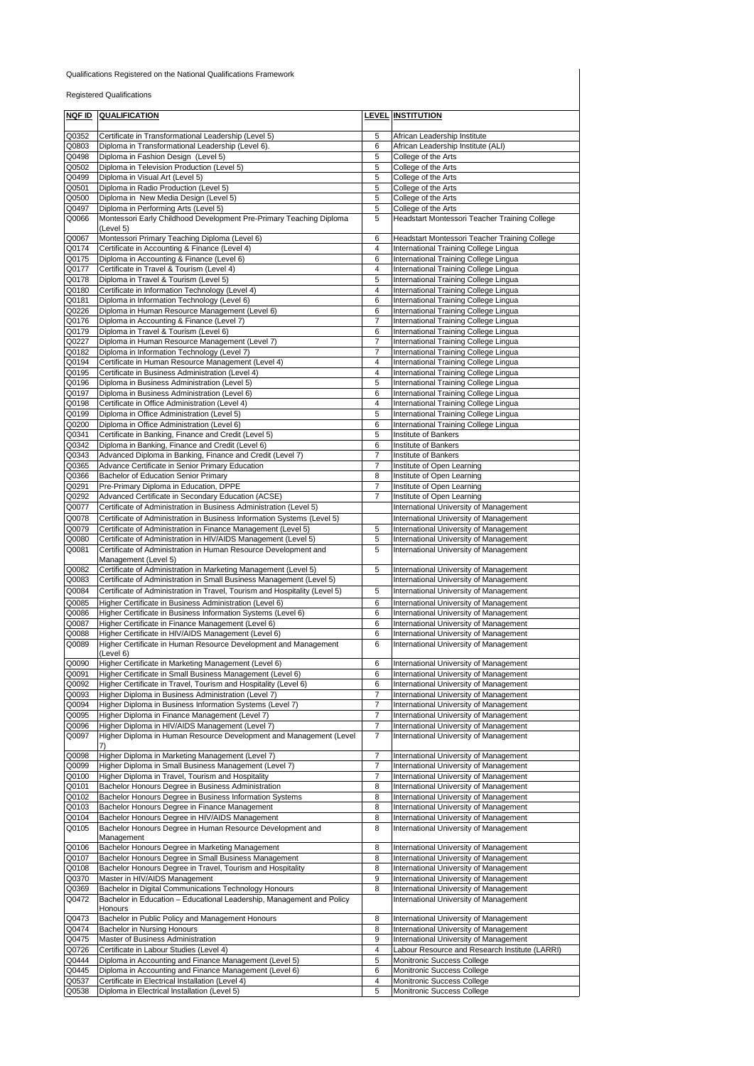Qualifications Registered on the National Qualifications Framework

Registered Qualifications

| NQF ID | QUALIFICATION | LEVEL | INSTITUTION |
|---|---|---|---|
| Q0352 | Certificate in Transformational Leadership (Level 5) | 5 | African Leadership Institute |
| Q0803 | Diploma in Transformational Leadership (Level 6). | 6 | African Leadership Institute (ALI) |
| Q0498 | Diploma in Fashion Design (Level 5) | 5 | College of the Arts |
| Q0502 | Diploma in Television Production (Level 5) | 5 | College of the Arts |
| Q0499 | Diploma in Visual Art (Level 5) | 5 | College of the Arts |
| Q0501 | Diploma in Radio Production (Level 5) | 5 | College of the Arts |
| Q0500 | Diploma in New Media Design (Level 5) | 5 | College of the Arts |
| Q0497 | Diploma in Performing Arts (Level 5) | 5 | College of the Arts |
| Q0066 | Montessori Early Childhood Development Pre-Primary Teaching Diploma (Level 5) | 5 | Headstart Montessori Teacher Training College |
| Q0067 | Montessori Primary Teaching Diploma (Level 6) | 6 | Headstart Montessori Teacher Training College |
| Q0174 | Certificate in Accounting & Finance (Level 4) | 4 | International Training College Lingua |
| Q0175 | Diploma in Accounting & Finance (Level 6) | 6 | International Training College Lingua |
| Q0177 | Certificate in Travel & Tourism (Level 4) | 4 | International Training College Lingua |
| Q0178 | Diploma in Travel & Tourism (Level 5) | 5 | International Training College Lingua |
| Q0180 | Certificate in Information Technology (Level 4) | 4 | International Training College Lingua |
| Q0181 | Diploma in Information Technology (Level 6) | 6 | International Training College Lingua |
| Q0226 | Diploma in Human Resource Management (Level 6) | 6 | International Training College Lingua |
| Q0176 | Diploma in Accounting & Finance (Level 7) | 7 | International Training College Lingua |
| Q0179 | Diploma in Travel & Tourism (Level 6) | 6 | International Training College Lingua |
| Q0227 | Diploma in Human Resource Management (Level 7) | 7 | International Training College Lingua |
| Q0182 | Diploma in Information Technology (Level 7) | 7 | International Training College Lingua |
| Q0194 | Certificate in Human Resource Management (Level 4) | 4 | International Training College Lingua |
| Q0195 | Certificate in Business Administration (Level 4) | 4 | International Training College Lingua |
| Q0196 | Diploma in Business Administration (Level 5) | 5 | International Training College Lingua |
| Q0197 | Diploma in Business Administration (Level 6) | 6 | International Training College Lingua |
| Q0198 | Certificate in Office Administration (Level 4) | 4 | International Training College Lingua |
| Q0199 | Diploma in Office Administration (Level 5) | 5 | International Training College Lingua |
| Q0200 | Diploma in Office Administration (Level 6) | 6 | International Training College Lingua |
| Q0341 | Certificate in Banking, Finance and Credit (Level 5) | 5 | Institute of Bankers |
| Q0342 | Diploma in Banking, Finance and Credit (Level 6) | 6 | Institute of Bankers |
| Q0343 | Advanced Diploma in Banking, Finance and Credit (Level 7) | 7 | Institute of Bankers |
| Q0365 | Advance Certificate in Senior Primary Education | 7 | Institute of Open Learning |
| Q0366 | Bachelor of Education Senior Primary | 8 | Institute of Open Learning |
| Q0291 | Pre-Primary Diploma in Education, DPPE | 7 | Institute of Open Learning |
| Q0292 | Advanced Certificate in Secondary Education (ACSE) | 7 | Institute of Open Learning |
| Q0077 | Certificate of Administration in Business Administration (Level 5) | | International University of Management |
| Q0078 | Certificate of Administration in Business Information Systems (Level 5) | | International University of Management |
| Q0079 | Certificate of Administration in Finance Management (Level 5) | 5 | International University of Management |
| Q0080 | Certificate of Administration in HIV/AIDS Management (Level 5) | 5 | International University of Management |
| Q0081 | Certificate of Administration in Human Resource Development and Management (Level 5) | 5 | International University of Management |
| Q0082 | Certificate of Administration in Marketing Management (Level 5) | 5 | International University of Management |
| Q0083 | Certificate of Administration in Small Business Management (Level 5) | | International University of Management |
| Q0084 | Certificate of Administration in Travel, Tourism and Hospitality (Level 5) | 5 | International University of Management |
| Q0085 | Higher Certificate in Business Administration (Level 6) | 6 | International University of Management |
| Q0086 | Higher Certificate in Business Information Systems (Level 6) | 6 | International University of Management |
| Q0087 | Higher Certificate in Finance Management (Level 6) | 6 | International University of Management |
| Q0088 | Higher Certificate in HIV/AIDS Management (Level 6) | 6 | International University of Management |
| Q0089 | Higher Certificate in Human Resource Development and Management (Level 6) | 6 | International University of Management |
| Q0090 | Higher Certificate in Marketing Management (Level 6) | 6 | International University of Management |
| Q0091 | Higher Certificate in Small Business Management (Level 6) | 6 | International University of Management |
| Q0092 | Higher Certificate in Travel, Tourism and Hospitality (Level 6) | 6 | International University of Management |
| Q0093 | Higher Diploma in Business Administration (Level 7) | 7 | International University of Management |
| Q0094 | Higher Diploma in Business Information Systems (Level 7) | 7 | International University of Management |
| Q0095 | Higher Diploma in Finance Management (Level 7) | 7 | International University of Management |
| Q0096 | Higher Diploma in HIV/AIDS Management (Level 7) | 7 | International University of Management |
| Q0097 | Higher Diploma in Human Resource Development and Management (Level 7) | 7 | International University of Management |
| Q0098 | Higher Diploma in Marketing Management (Level 7) | 7 | International University of Management |
| Q0099 | Higher Diploma in Small Business Management (Level 7) | 7 | International University of Management |
| Q0100 | Higher Diploma in Travel, Tourism and Hospitality | 7 | International University of Management |
| Q0101 | Bachelor Honours Degree in Business Administration | 8 | International University of Management |
| Q0102 | Bachelor Honours Degree in Business Information Systems | 8 | International University of Management |
| Q0103 | Bachelor Honours Degree in Finance Management | 8 | International University of Management |
| Q0104 | Bachelor Honours Degree in HIV/AIDS Management | 8 | International University of Management |
| Q0105 | Bachelor Honours Degree in Human Resource Development and Management | 8 | International University of Management |
| Q0106 | Bachelor Honours Degree in Marketing Management | 8 | International University of Management |
| Q0107 | Bachelor Honours Degree in Small Business Management | 8 | International University of Management |
| Q0108 | Bachelor Honours Degree in Travel, Tourism and Hospitality | 8 | International University of Management |
| Q0370 | Master in HIV/AIDS Management | 9 | International University of Management |
| Q0369 | Bachelor in Digital Communications Technology Honours | 8 | International University of Management |
| Q0472 | Bachelor in Education – Educational Leadership, Management and Policy Honours | | International University of Management |
| Q0473 | Bachelor in Public Policy and Management Honours | 8 | International University of Management |
| Q0474 | Bachelor in Nursing Honours | 8 | International University of Management |
| Q0475 | Master of Business Administration | 9 | International University of Management |
| Q0726 | Certificate in Labour Studies (Level 4) | 4 | Labour Resource and Research Institute (LARRI) |
| Q0444 | Diploma in Accounting and Finance Management (Level 5) | 5 | Monitronic Success College |
| Q0445 | Diploma in Accounting and Finance Management (Level 6) | 6 | Monitronic Success College |
| Q0537 | Certificate in Electrical Installation (Level 4) | 4 | Monitronic Success College |
| Q0538 | Diploma in Electrical Installation (Level 5) | 5 | Monitronic Success College |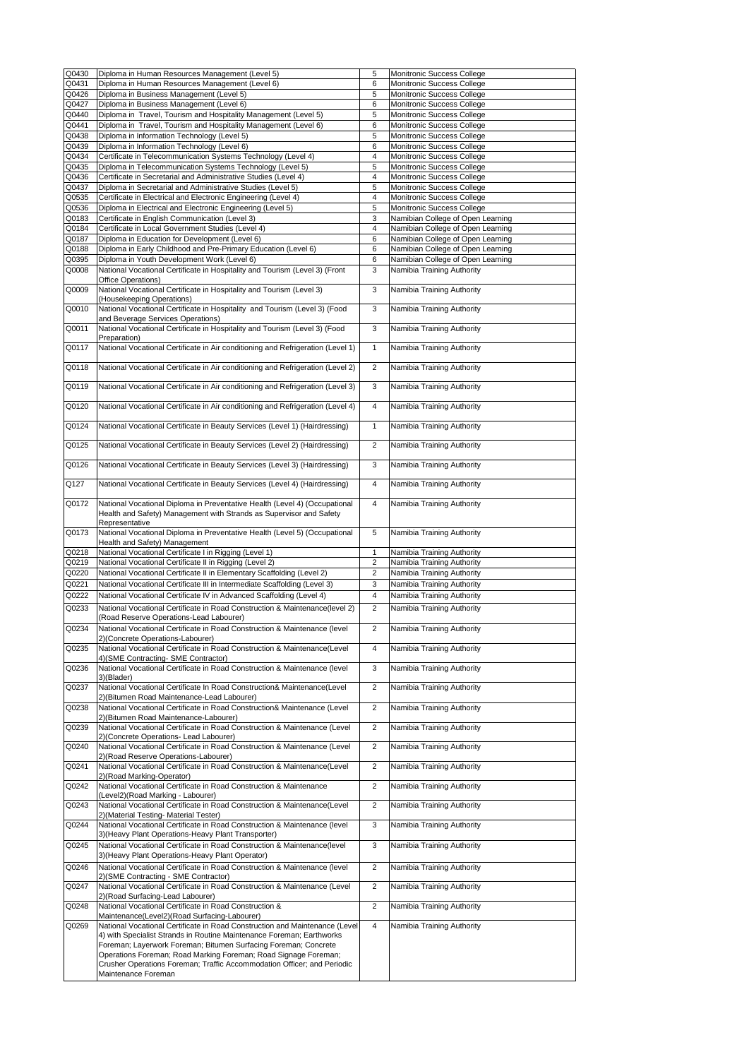| | | | |
|---|---|---|---|
| Q0430 | Diploma in Human Resources Management (Level 5) | 5 | Monitronic Success College |
| Q0431 | Diploma in Human Resources Management (Level 6) | 6 | Monitronic Success College |
| Q0426 | Diploma in Business Management (Level 5) | 5 | Monitronic Success College |
| Q0427 | Diploma in Business Management (Level 6) | 6 | Monitronic Success College |
| Q0440 | Diploma in Travel, Tourism and Hospitality Management (Level 5) | 5 | Monitronic Success College |
| Q0441 | Diploma in Travel, Tourism and Hospitality Management (Level 6) | 6 | Monitronic Success College |
| Q0438 | Diploma in Information Technology (Level 5) | 5 | Monitronic Success College |
| Q0439 | Diploma in Information Technology (Level 6) | 6 | Monitronic Success College |
| Q0434 | Certificate in Telecommunication Systems Technology (Level 4) | 4 | Monitronic Success College |
| Q0435 | Diploma in Telecommunication Systems Technology (Level 5) | 5 | Monitronic Success College |
| Q0436 | Certificate in Secretarial and Administrative Studies (Level 4) | 4 | Monitronic Success College |
| Q0437 | Diploma in Secretarial and Administrative Studies (Level 5) | 5 | Monitronic Success College |
| Q0535 | Certificate in Electrical and Electronic Engineering (Level 4) | 4 | Monitronic Success College |
| Q0536 | Diploma in Electrical and Electronic Engineering (Level 5) | 5 | Monitronic Success College |
| Q0183 | Certificate in English Communication (Level 3) | 3 | Namibian College of Open Learning |
| Q0184 | Certificate in Local Government Studies (Level 4) | 4 | Namibian College of Open Learning |
| Q0187 | Diploma in Education for Development (Level 6) | 6 | Namibian College of Open Learning |
| Q0188 | Diploma in Early Childhood and Pre-Primary Education (Level 6) | 6 | Namibian College of Open Learning |
| Q0395 | Diploma in Youth Development Work (Level 6) | 6 | Namibian College of Open Learning |
| Q0008 | National Vocational Certificate in Hospitality and Tourism (Level 3) (Front Office Operations) | 3 | Namibia Training Authority |
| Q0009 | National Vocational Certificate in Hospitality and Tourism (Level 3) (Housekeeping Operations) | 3 | Namibia Training Authority |
| Q0010 | National Vocational Certificate in Hospitality and Tourism (Level 3) (Food and Beverage Services Operations) | 3 | Namibia Training Authority |
| Q0011 | National Vocational Certificate in Hospitality and Tourism (Level 3) (Food Preparation) | 3 | Namibia Training Authority |
| Q0117 | National Vocational Certificate in Air conditioning and Refrigeration (Level 1) | 1 | Namibia Training Authority |
| Q0118 | National Vocational Certificate in Air conditioning and Refrigeration (Level 2) | 2 | Namibia Training Authority |
| Q0119 | National Vocational Certificate in Air conditioning and Refrigeration (Level 3) | 3 | Namibia Training Authority |
| Q0120 | National Vocational Certificate in Air conditioning and Refrigeration (Level 4) | 4 | Namibia Training Authority |
| Q0124 | National Vocational Certificate in Beauty Services (Level 1) (Hairdressing) | 1 | Namibia Training Authority |
| Q0125 | National Vocational Certificate in Beauty Services (Level 2) (Hairdressing) | 2 | Namibia Training Authority |
| Q0126 | National Vocational Certificate in Beauty Services (Level 3) (Hairdressing) | 3 | Namibia Training Authority |
| Q127 | National Vocational Certificate in Beauty Services (Level 4) (Hairdressing) | 4 | Namibia Training Authority |
| Q0172 | National Vocational Diploma in Preventative Health (Level 4) (Occupational Health and Safety) Management with Strands as Supervisor and Safety Representative | 4 | Namibia Training Authority |
| Q0173 | National Vocational Diploma in Preventative Health (Level 5) (Occupational Health and Safety) Management | 5 | Namibia Training Authority |
| Q0218 | National Vocational Certificate I in Rigging (Level 1) | 1 | Namibia Training Authority |
| Q0219 | National Vocational Certificate II in Rigging (Level 2) | 2 | Namibia Training Authority |
| Q0220 | National Vocational Certificate II in Elementary Scaffolding (Level 2) | 2 | Namibia Training Authority |
| Q0221 | National Vocational Certificate III in Intermediate Scaffolding (Level 3) | 3 | Namibia Training Authority |
| Q0222 | National Vocational Certificate IV in Advanced Scaffolding (Level 4) | 4 | Namibia Training Authority |
| Q0233 | National Vocational Certificate in Road Construction & Maintenance(level 2) (Road Reserve Operations-Lead Labourer) | 2 | Namibia Training Authority |
| Q0234 | National Vocational Certificate in Road Construction & Maintenance (level 2)(Concrete Operations-Labourer) | 2 | Namibia Training Authority |
| Q0235 | National Vocational Certificate in Road Construction & Maintenance(Level 4)(SME Contracting- SME Contractor) | 4 | Namibia Training Authority |
| Q0236 | National Vocational Certificate in Road Construction & Maintenance (level 3)(Blader) | 3 | Namibia Training Authority |
| Q0237 | National Vocational Certificate In Road Construction& Maintenance(Level 2)(Bitumen Road Maintenance-Lead Labourer) | 2 | Namibia Training Authority |
| Q0238 | National Vocational Certificate in Road Construction& Maintenance (Level 2)(Bitumen Road Maintenance-Labourer) | 2 | Namibia Training Authority |
| Q0239 | National Vocational Certificate in Road Construction & Maintenance (Level 2)(Concrete Operations- Lead Labourer) | 2 | Namibia Training Authority |
| Q0240 | National Vocational Certificate in Road Construction & Maintenance (Level 2)(Road Reserve Operations-Labourer) | 2 | Namibia Training Authority |
| Q0241 | National Vocational Certificate in Road Construction & Maintenance(Level 2)(Road Marking-Operator) | 2 | Namibia Training Authority |
| Q0242 | National Vocational Certificate in Road Construction & Maintenance (Level2)(Road Marking - Labourer) | 2 | Namibia Training Authority |
| Q0243 | National Vocational Certificate in Road Construction & Maintenance(Level 2)(Material Testing- Material Tester) | 2 | Namibia Training Authority |
| Q0244 | National Vocational Certificate in Road Construction & Maintenance (level 3)(Heavy Plant Operations-Heavy Plant Transporter) | 3 | Namibia Training Authority |
| Q0245 | National Vocational Certificate in Road Construction & Maintenance(level 3)(Heavy Plant Operations-Heavy Plant Operator) | 3 | Namibia Training Authority |
| Q0246 | National Vocational Certificate in Road Construction & Maintenance (level 2)(SME Contracting - SME Contractor) | 2 | Namibia Training Authority |
| Q0247 | National Vocational Certificate in Road Construction & Maintenance (Level 2)(Road Surfacing-Lead Labourer) | 2 | Namibia Training Authority |
| Q0248 | National Vocational Certificate in Road Construction & Maintenance(Level2)(Road Surfacing-Labourer) | 2 | Namibia Training Authority |
| Q0269 | National Vocational Certificate in Road Construction and Maintenance (Level 4) with Specialist Strands in Routine Maintenance Foreman; Earthworks Foreman; Layerwork Foreman; Bitumen Surfacing Foreman; Concrete Operations Foreman; Road Marking Foreman; Road Signage Foreman; Crusher Operations Foreman; Traffic Accommodation Officer; and Periodic Maintenance Foreman | 4 | Namibia Training Authority |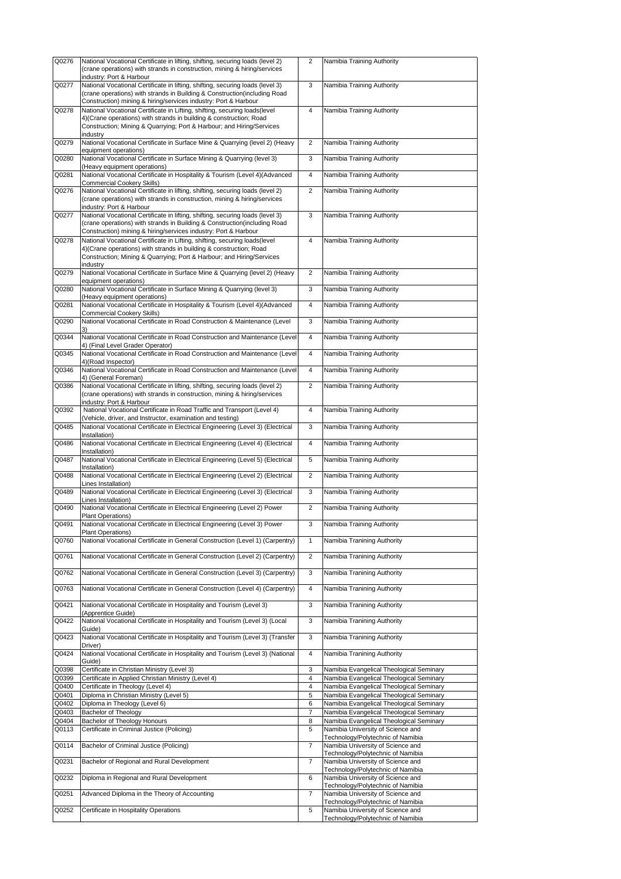| Q0276 | National Vocational Certificate in lifting, shifting, securing loads (level 2) (crane operations) with strands in construction, mining & hiring/services industry: Port & Harbour | 2 | Namibia Training Authority |
|---|---|---|---|
| Q0277 | National Vocational Certificate in lifting, shifting, securing loads (level 3) (crane operations) with strands in Building & Construction(including Road Construction) mining & hiring/services industry: Port & Harbour | 3 | Namibia Training Authority |
| Q0278 | National Vocational Certificate in Lifting, shifting, securing loads(level 4)(Crane operations) with strands in building & construction; Road Construction; Mining & Quarrying; Port & Harbour; and Hiring/Services industry | 4 | Namibia Training Authority |
| Q0279 | National Vocational Certificate in Surface Mine & Quarrying (level 2) (Heavy equipment operations) | 2 | Namibia Training Authority |
| Q0280 | National Vocational Certificate in Surface Mining & Quarrying (level 3) (Heavy equipment operations) | 3 | Namibia Training Authority |
| Q0281 | National Vocational Certificate in Hospitality & Tourism (Level 4)(Advanced Commercial Cookery Skills) | 4 | Namibia Training Authority |
| Q0276 | National Vocational Certificate in lifting, shifting, securing loads (level 2) (crane operations) with strands in construction, mining & hiring/services industry: Port & Harbour | 2 | Namibia Training Authority |
| Q0277 | National Vocational Certificate in lifting, shifting, securing loads (level 3) (crane operations) with strands in Building & Construction(including Road Construction) mining & hiring/services industry: Port & Harbour | 3 | Namibia Training Authority |
| Q0278 | National Vocational Certificate in Lifting, shifting, securing loads(level 4)(Crane operations) with strands in building & construction; Road Construction; Mining & Quarrying; Port & Harbour; and Hiring/Services industry | 4 | Namibia Training Authority |
| Q0279 | National Vocational Certificate in Surface Mine & Quarrying (level 2) (Heavy equipment operations) | 2 | Namibia Training Authority |
| Q0280 | National Vocational Certificate in Surface Mining & Quarrying (level 3) (Heavy equipment operations) | 3 | Namibia Training Authority |
| Q0281 | National Vocational Certificate in Hospitality & Tourism (Level 4)(Advanced Commercial Cookery Skills) | 4 | Namibia Training Authority |
| Q0290 | National Vocational Certificate in Road Construction & Maintenance (Level 3) | 3 | Namibia Training Authority |
| Q0344 | National Vocational Certificate in Road Construction and Maintenance (Level 4) (Final Level Grader Operator) | 4 | Namibia Training Authority |
| Q0345 | National Vocational Certificate in Road Construction and Maintenance (Level 4)(Road Inspector) | 4 | Namibia Training Authority |
| Q0346 | National Vocational Certificate in Road Construction and Maintenance (Level 4) (General Foreman) | 4 | Namibia Training Authority |
| Q0386 | National Vocational Certificate in lifting, shifting, securing loads (level 2) (crane operations) with strands in construction, mining & hiring/services industry: Port & Harbour | 2 | Namibia Training Authority |
| Q0392 | National Vocational Certificate in Road Traffic and Transport (Level 4) (Vehicle, driver, and Instructor, examination and testing) | 4 | Namibia Training Authority |
| Q0485 | National Vocational Certificate in Electrical Engineering (Level 3) (Electrical Installation) | 3 | Namibia Training Authority |
| Q0486 | National Vocational Certificate in Electrical Engineering (Level 4) (Electrical Installation) | 4 | Namibia Training Authority |
| Q0487 | National Vocational Certificate in Electrical Engineering (Level 5) (Electrical Installation) | 5 | Namibia Training Authority |
| Q0488 | National Vocational Certificate in Electrical Engineering (Level 2) (Electrical Lines Installation) | 2 | Namibia Training Authority |
| Q0489 | National Vocational Certificate in Electrical Engineering (Level 3) (Electrical Lines Installation) | 3 | Namibia Training Authority |
| Q0490 | National Vocational Certificate in Electrical Engineering (Level 2) Power Plant Operations) | 2 | Namibia Training Authority |
| Q0491 | National Vocational Certificate in Electrical Engineering (Level 3) Power Plant Operations) | 3 | Namibia Training Authority |
| Q0760 | National Vocational Certificate in General Construction (Level 1) (Carpentry) | 1 | Namibia Tranining Authority |
| Q0761 | National Vocational Certificate in General Construction (Level 2) (Carpentry) | 2 | Namibia Tranining Authority |
| Q0762 | National Vocational Certificate in General Construction (Level 3) (Carpentry) | 3 | Namibia Tranining Authority |
| Q0763 | National Vocational Certificate in General Construction (Level 4) (Carpentry) | 4 | Namibia Tranining Authority |
| Q0421 | National Vocational Certificate in Hospitality and Tourism (Level 3) (Apprentice Guide) | 3 | Namibia Tranining Authority |
| Q0422 | National Vocational Certificate in Hospitality and Tourism (Level 3) (Local Guide) | 3 | Namibia Tranining Authority |
| Q0423 | National Vocational Certificate in Hospitality and Tourism (Level 3) (Transfer Driver) | 3 | Namibia Tranining Authority |
| Q0424 | National Vocational Certificate in Hospitality and Tourism (Level 3) (National Guide) | 4 | Namibia Tranining Authority |
| Q0398 | Certificate in Christian Ministry (Level 3) | 3 | Namibia Evangelical Theological Seminary |
| Q0399 | Certificate in Applied Christian Ministry (Level 4) | 4 | Namibia Evangelical Theological Seminary |
| Q0400 | Certificate in Theology (Level 4) | 4 | Namibia Evangelical Theological Seminary |
| Q0401 | Diploma in Christian Ministry (Level 5) | 5 | Namibia Evangelical Theological Seminary |
| Q0402 | Diploma in Theology (Level 6) | 6 | Namibia Evangelical Theological Seminary |
| Q0403 | Bachelor of Theology | 7 | Namibia Evangelical Theological Seminary |
| Q0404 | Bachelor of Theology Honours | 8 | Namibia Evangelical Theological Seminary |
| Q0113 | Certificate in Criminal Justice (Policing) | 5 | Namibia University of Science and Technology/Polytechnic of Namibia |
| Q0114 | Bachelor of Criminal Justice (Policing) | 7 | Namibia University of Science and Technology/Polytechnic of Namibia |
| Q0231 | Bachelor of Regional and Rural Development | 7 | Namibia University of Science and Technology/Polytechnic of Namibia |
| Q0232 | Diploma in Regional and Rural Development | 6 | Namibia University of Science and Technology/Polytechnic of Namibia |
| Q0251 | Advanced Diploma in the Theory of Accounting | 7 | Namibia University of Science and Technology/Polytechnic of Namibia |
| Q0252 | Certificate in Hospitality Operations | 5 | Namibia University of Science and Technology/Polytechnic of Namibia |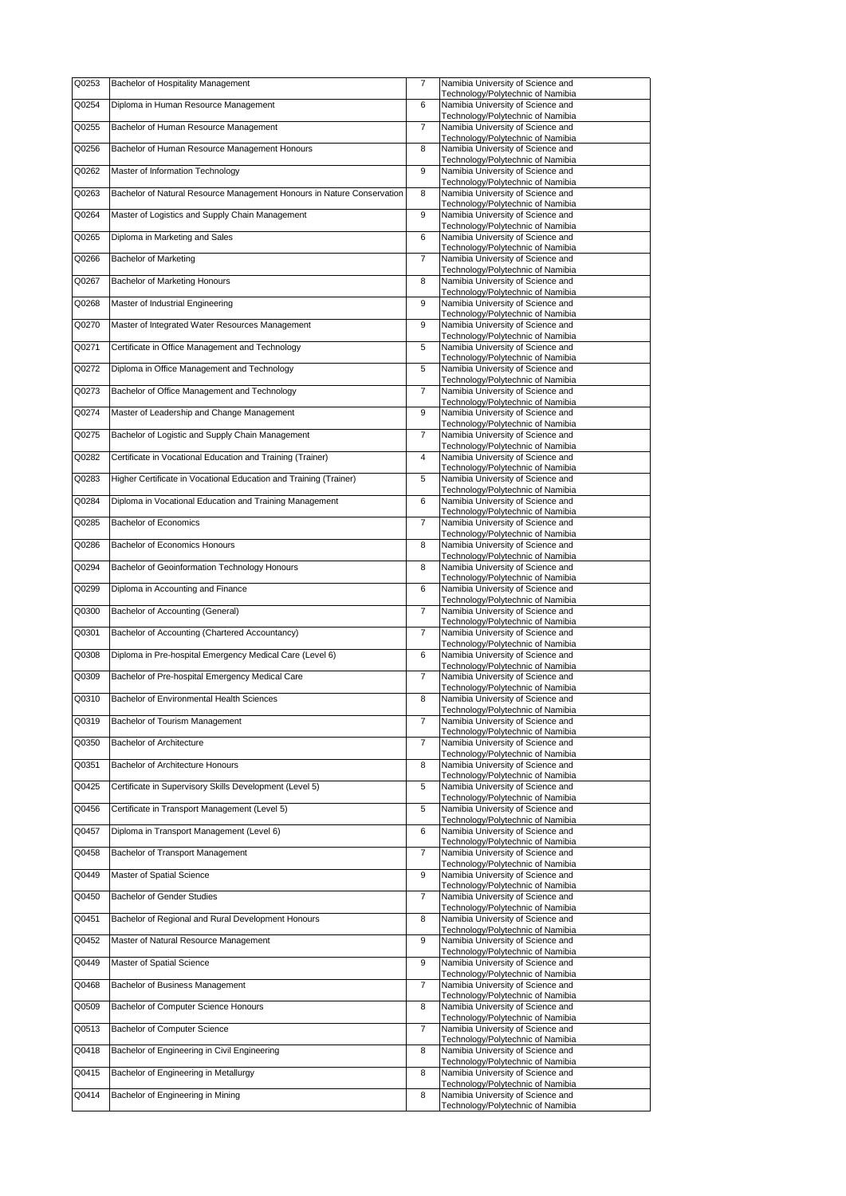| Q0253 | Bachelor of Hospitality Management | 7 | Namibia University of Science and Technology/Polytechnic of Namibia |
|---|---|---|---|
| Q0254 | Diploma in Human Resource Management | 6 | Namibia University of Science and Technology/Polytechnic of Namibia |
| Q0255 | Bachelor of Human Resource Management | 7 | Namibia University of Science and Technology/Polytechnic of Namibia |
| Q0256 | Bachelor of Human Resource Management Honours | 8 | Namibia University of Science and Technology/Polytechnic of Namibia |
| Q0262 | Master of Information Technology | 9 | Namibia University of Science and Technology/Polytechnic of Namibia |
| Q0263 | Bachelor of Natural Resource Management Honours in Nature Conservation | 8 | Namibia University of Science and Technology/Polytechnic of Namibia |
| Q0264 | Master of Logistics and Supply Chain Management | 9 | Namibia University of Science and Technology/Polytechnic of Namibia |
| Q0265 | Diploma in Marketing and Sales | 6 | Namibia University of Science and Technology/Polytechnic of Namibia |
| Q0266 | Bachelor of Marketing | 7 | Namibia University of Science and Technology/Polytechnic of Namibia |
| Q0267 | Bachelor of Marketing Honours | 8 | Namibia University of Science and Technology/Polytechnic of Namibia |
| Q0268 | Master of Industrial Engineering | 9 | Namibia University of Science and Technology/Polytechnic of Namibia |
| Q0270 | Master of Integrated Water Resources Management | 9 | Namibia University of Science and Technology/Polytechnic of Namibia |
| Q0271 | Certificate in Office Management and Technology | 5 | Namibia University of Science and Technology/Polytechnic of Namibia |
| Q0272 | Diploma in Office Management and Technology | 5 | Namibia University of Science and Technology/Polytechnic of Namibia |
| Q0273 | Bachelor of Office Management and Technology | 7 | Namibia University of Science and Technology/Polytechnic of Namibia |
| Q0274 | Master of Leadership and Change Management | 9 | Namibia University of Science and Technology/Polytechnic of Namibia |
| Q0275 | Bachelor of Logistic and Supply Chain Management | 7 | Namibia University of Science and Technology/Polytechnic of Namibia |
| Q0282 | Certificate in Vocational Education and Training (Trainer) | 4 | Namibia University of Science and Technology/Polytechnic of Namibia |
| Q0283 | Higher Certificate in Vocational Education and Training (Trainer) | 5 | Namibia University of Science and Technology/Polytechnic of Namibia |
| Q0284 | Diploma in Vocational Education and Training Management | 6 | Namibia University of Science and Technology/Polytechnic of Namibia |
| Q0285 | Bachelor of Economics | 7 | Namibia University of Science and Technology/Polytechnic of Namibia |
| Q0286 | Bachelor of Economics Honours | 8 | Namibia University of Science and Technology/Polytechnic of Namibia |
| Q0294 | Bachelor of Geoinformation Technology Honours | 8 | Namibia University of Science and Technology/Polytechnic of Namibia |
| Q0299 | Diploma in Accounting and Finance | 6 | Namibia University of Science and Technology/Polytechnic of Namibia |
| Q0300 | Bachelor of Accounting (General) | 7 | Namibia University of Science and Technology/Polytechnic of Namibia |
| Q0301 | Bachelor of Accounting (Chartered Accountancy) | 7 | Namibia University of Science and Technology/Polytechnic of Namibia |
| Q0308 | Diploma in Pre-hospital Emergency Medical Care (Level 6) | 6 | Namibia University of Science and Technology/Polytechnic of Namibia |
| Q0309 | Bachelor of Pre-hospital Emergency Medical Care | 7 | Namibia University of Science and Technology/Polytechnic of Namibia |
| Q0310 | Bachelor of Environmental Health Sciences | 8 | Namibia University of Science and Technology/Polytechnic of Namibia |
| Q0319 | Bachelor of Tourism Management | 7 | Namibia University of Science and Technology/Polytechnic of Namibia |
| Q0350 | Bachelor of Architecture | 7 | Namibia University of Science and Technology/Polytechnic of Namibia |
| Q0351 | Bachelor of Architecture Honours | 8 | Namibia University of Science and Technology/Polytechnic of Namibia |
| Q0425 | Certificate in Supervisory Skills Development (Level 5) | 5 | Namibia University of Science and Technology/Polytechnic of Namibia |
| Q0456 | Certificate in Transport Management (Level 5) | 5 | Namibia University of Science and Technology/Polytechnic of Namibia |
| Q0457 | Diploma in Transport Management (Level 6) | 6 | Namibia University of Science and Technology/Polytechnic of Namibia |
| Q0458 | Bachelor of Transport Management | 7 | Namibia University of Science and Technology/Polytechnic of Namibia |
| Q0449 | Master of Spatial Science | 9 | Namibia University of Science and Technology/Polytechnic of Namibia |
| Q0450 | Bachelor of Gender Studies | 7 | Namibia University of Science and Technology/Polytechnic of Namibia |
| Q0451 | Bachelor of Regional and Rural Development Honours | 8 | Namibia University of Science and Technology/Polytechnic of Namibia |
| Q0452 | Master of Natural Resource Management | 9 | Namibia University of Science and Technology/Polytechnic of Namibia |
| Q0449 | Master of Spatial Science | 9 | Namibia University of Science and Technology/Polytechnic of Namibia |
| Q0468 | Bachelor of Business Management | 7 | Namibia University of Science and Technology/Polytechnic of Namibia |
| Q0509 | Bachelor of Computer Science Honours | 8 | Namibia University of Science and Technology/Polytechnic of Namibia |
| Q0513 | Bachelor of Computer Science | 7 | Namibia University of Science and Technology/Polytechnic of Namibia |
| Q0418 | Bachelor of Engineering in Civil Engineering | 8 | Namibia University of Science and Technology/Polytechnic of Namibia |
| Q0415 | Bachelor of Engineering in Metallurgy | 8 | Namibia University of Science and Technology/Polytechnic of Namibia |
| Q0414 | Bachelor of Engineering in Mining | 8 | Namibia University of Science and Technology/Polytechnic of Namibia |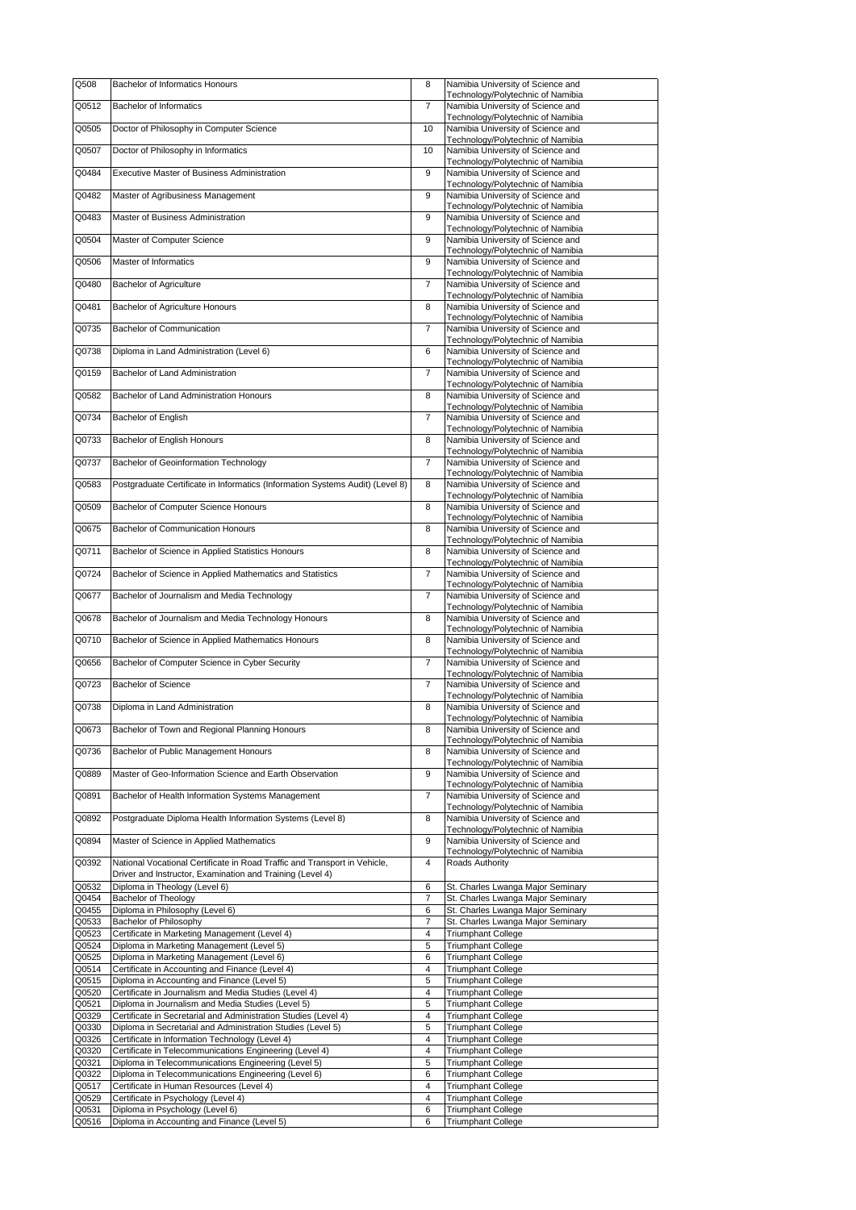| Q508 | Bachelor of Informatics Honours | 8 | Namibia University of Science and Technology/Polytechnic of Namibia |
|---|---|---|---|
| Q0512 | Bachelor of Informatics | 7 | Namibia University of Science and Technology/Polytechnic of Namibia |
| Q0505 | Doctor of Philosophy in Computer Science | 10 | Namibia University of Science and Technology/Polytechnic of Namibia |
| Q0507 | Doctor of Philosophy in Informatics | 10 | Namibia University of Science and Technology/Polytechnic of Namibia |
| Q0484 | Executive Master of Business Administration | 9 | Namibia University of Science and Technology/Polytechnic of Namibia |
| Q0482 | Master of Agribusiness Management | 9 | Namibia University of Science and Technology/Polytechnic of Namibia |
| Q0483 | Master of Business Administration | 9 | Namibia University of Science and Technology/Polytechnic of Namibia |
| Q0504 | Master of Computer Science | 9 | Namibia University of Science and Technology/Polytechnic of Namibia |
| Q0506 | Master of Informatics | 9 | Namibia University of Science and Technology/Polytechnic of Namibia |
| Q0480 | Bachelor of Agriculture | 7 | Namibia University of Science and Technology/Polytechnic of Namibia |
| Q0481 | Bachelor of Agriculture Honours | 8 | Namibia University of Science and Technology/Polytechnic of Namibia |
| Q0735 | Bachelor of Communication | 7 | Namibia University of Science and Technology/Polytechnic of Namibia |
| Q0738 | Diploma in Land Administration (Level 6) | 6 | Namibia University of Science and Technology/Polytechnic of Namibia |
| Q0159 | Bachelor of Land Administration | 7 | Namibia University of Science and Technology/Polytechnic of Namibia |
| Q0582 | Bachelor of Land Administration Honours | 8 | Namibia University of Science and Technology/Polytechnic of Namibia |
| Q0734 | Bachelor of English | 7 | Namibia University of Science and Technology/Polytechnic of Namibia |
| Q0733 | Bachelor of English Honours | 8 | Namibia University of Science and Technology/Polytechnic of Namibia |
| Q0737 | Bachelor of Geoinformation Technology | 7 | Namibia University of Science and Technology/Polytechnic of Namibia |
| Q0583 | Postgraduate Certificate in Informatics (Information Systems Audit) (Level 8) | 8 | Namibia University of Science and Technology/Polytechnic of Namibia |
| Q0509 | Bachelor of Computer Science Honours | 8 | Namibia University of Science and Technology/Polytechnic of Namibia |
| Q0675 | Bachelor of Communication Honours | 8 | Namibia University of Science and Technology/Polytechnic of Namibia |
| Q0711 | Bachelor of Science in Applied Statistics Honours | 8 | Namibia University of Science and Technology/Polytechnic of Namibia |
| Q0724 | Bachelor of Science in Applied Mathematics and Statistics | 7 | Namibia University of Science and Technology/Polytechnic of Namibia |
| Q0677 | Bachelor of Journalism and Media Technology | 7 | Namibia University of Science and Technology/Polytechnic of Namibia |
| Q0678 | Bachelor of Journalism and Media Technology Honours | 8 | Namibia University of Science and Technology/Polytechnic of Namibia |
| Q0710 | Bachelor of Science in Applied Mathematics Honours | 8 | Namibia University of Science and Technology/Polytechnic of Namibia |
| Q0656 | Bachelor of Computer Science in Cyber Security | 7 | Namibia University of Science and Technology/Polytechnic of Namibia |
| Q0723 | Bachelor of Science | 7 | Namibia University of Science and Technology/Polytechnic of Namibia |
| Q0738 | Diploma in Land Administration | 8 | Namibia University of Science and Technology/Polytechnic of Namibia |
| Q0673 | Bachelor of Town and Regional Planning Honours | 8 | Namibia University of Science and Technology/Polytechnic of Namibia |
| Q0736 | Bachelor of Public Management Honours | 8 | Namibia University of Science and Technology/Polytechnic of Namibia |
| Q0889 | Master of Geo-Information Science and Earth Observation | 9 | Namibia University of Science and Technology/Polytechnic of Namibia |
| Q0891 | Bachelor of Health Information Systems Management | 7 | Namibia University of Science and Technology/Polytechnic of Namibia |
| Q0892 | Postgraduate Diploma Health Information Systems (Level 8) | 8 | Namibia University of Science and Technology/Polytechnic of Namibia |
| Q0894 | Master of Science in Applied Mathematics | 9 | Namibia University of Science and Technology/Polytechnic of Namibia |
| Q0392 | National Vocational Certificate in Road Traffic and Transport in Vehicle, Driver and Instructor, Examination and Training (Level 4) | 4 | Roads Authority |
| Q0532 | Diploma in Theology (Level 6) | 6 | St. Charles Lwanga Major Seminary |
| Q0454 | Bachelor of Theology | 7 | St. Charles Lwanga Major Seminary |
| Q0455 | Diploma in Philosophy (Level 6) | 6 | St. Charles Lwanga Major Seminary |
| Q0533 | Bachelor of Philosophy | 7 | St. Charles Lwanga Major Seminary |
| Q0523 | Certificate in Marketing Management (Level 4) | 4 | Triumphant College |
| Q0524 | Diploma in Marketing Management (Level 5) | 5 | Triumphant College |
| Q0525 | Diploma in Marketing Management (Level 6) | 6 | Triumphant College |
| Q0514 | Certificate in Accounting and Finance (Level 4) | 4 | Triumphant College |
| Q0515 | Diploma in Accounting and Finance (Level 5) | 5 | Triumphant College |
| Q0520 | Certificate in Journalism and Media Studies (Level 4) | 4 | Triumphant College |
| Q0521 | Diploma in Journalism and Media Studies (Level 5) | 5 | Triumphant College |
| Q0329 | Certificate in Secretarial and Administration Studies (Level 4) | 4 | Triumphant College |
| Q0330 | Diploma in Secretarial and Administration Studies (Level 5) | 5 | Triumphant College |
| Q0326 | Certificate in Information Technology (Level 4) | 4 | Triumphant College |
| Q0320 | Certificate in Telecommunications Engineering (Level 4) | 4 | Triumphant College |
| Q0321 | Diploma in Telecommunications Engineering (Level 5) | 5 | Triumphant College |
| Q0322 | Diploma in Telecommunications Engineering (Level 6) | 6 | Triumphant College |
| Q0517 | Certificate in Human Resources (Level 4) | 4 | Triumphant College |
| Q0529 | Certificate in Psychology (Level 4) | 4 | Triumphant College |
| Q0531 | Diploma in Psychology (Level 6) | 6 | Triumphant College |
| Q0516 | Diploma in Accounting and Finance (Level 5) | 6 | Triumphant College |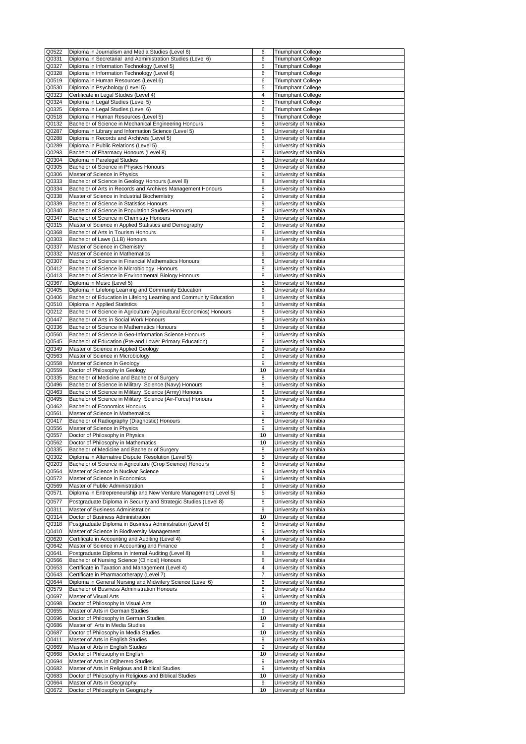| | | | |
|---|---|---|---|
| Q0522 | Diploma in Journalism and Media Studies (Level 6) | 6 | Triumphant College |
| Q0331 | Diploma in Secretarial and Administration Studies (Level 6) | 6 | Triumphant College |
| Q0327 | Diploma in Information Technology (Level 5) | 5 | Triumphant College |
| Q0328 | Diploma in Information Technology (Level 6) | 6 | Triumphant College |
| Q0519 | Diploma in Human Resources (Level 6) | 6 | Triumphant College |
| Q0530 | Diploma in Psychology (Level 5) | 5 | Triumphant College |
| Q0323 | Certificate in Legal Studies (Level 4) | 4 | Triumphant College |
| Q0324 | Diploma in Legal Studies (Level 5) | 5 | Triumphant College |
| Q0325 | Diploma in Legal Studies (Level 6) | 6 | Triumphant College |
| Q0518 | Diploma in Human Resources (Level 5) | 5 | Triumphant College |
| Q0132 | Bachelor of Science in Mechanical Engineering Honours | 8 | University of Namibia |
| Q0287 | Diploma in Library and Information Science (Level 5) | 5 | University of Namibia |
| Q0288 | Diploma in Records and Archives (Level 5) | 5 | University of Namibia |
| Q0289 | Diploma in Public Relations (Level 5) | 5 | University of Namibia |
| Q0293 | Bachelor of Pharmacy Honours (Level 8) | 8 | University of Namibia |
| Q0304 | Diploma in Paralegal Studies | 5 | University of Namibia |
| Q0305 | Bachelor of Science in Physics Honours | 8 | University of Namibia |
| Q0306 | Master of Science in Physics | 9 | University of Namibia |
| Q0333 | Bachelor of Science in Geology Honours (Level 8) | 8 | University of Namibia |
| Q0334 | Bachelor of Arts in Records and Archives Management Honours | 8 | University of Namibia |
| Q0338 | Master of Science in Industrial Biochemistry | 9 | University of Namibia |
| Q0339 | Bachelor of Science in Statistics Honours | 9 | University of Namibia |
| Q0340 | Bachelor of Science in Population Studies Honours) | 8 | University of Namibia |
| Q0347 | Bachelor of Science in Chemistry Honours | 8 | University of Namibia |
| Q0315 | Master of Science in Applied Statistics and Demography | 9 | University of Namibia |
| Q0368 | Bachelor of Arts in Tourism Honours | 8 | University of Namibia |
| Q0303 | Bachelor of Laws (LLB) Honours | 8 | University of Namibia |
| Q0337 | Master of Science in Chemistry | 9 | University of Namibia |
| Q0332 | Master of Science in Mathematics | 9 | University of Namibia |
| Q0307 | Bachelor of Science in Financial Mathematics Honours | 8 | University of Namibia |
| Q0412 | Bachelor of Science in Microbiology Honours | 8 | University of Namibia |
| Q0413 | Bachelor of Science in Environmental Biology Honours | 8 | University of Namibia |
| Q0367 | Diploma in Music (Level 5) | 5 | University of Namibia |
| Q0405 | Diploma in Lifelong Learning and Community Education | 6 | University of Namibia |
| Q0406 | Bachelor of Education in Lifelong Learning and Community Education | 8 | University of Namibia |
| Q0510 | Diploma in Applied Statistics | 5 | University of Namibia |
| Q0212 | Bachelor of Science in Agriculture (Agricultural Economics) Honours | 8 | University of Namibia |
| Q0447 | Bachelor of Arts in Social Work Honours | 8 | University of Namibia |
| Q0336 | Bachelor of Science in Mathematics Honours | 8 | University of Namibia |
| Q0560 | Bachelor of Science in Geo-Information Science Honours | 8 | University of Namibia |
| Q0545 | Bachelor of Education (Pre-and Lower Primary Education) | 8 | University of Namibia |
| Q0349 | Master of Science in Applied Geology | 9 | University of Namibia |
| Q0563 | Master of Science in Microbiology | 9 | University of Namibia |
| Q0558 | Master of Science in Geology | 9 | University of Namibia |
| Q0559 | Doctor of Philosophy in Geology | 10 | University of Namibia |
| Q0335 | Bachelor of Medicine and Bachelor of Surgery | 8 | University of Namibia |
| Q0496 | Bachelor of Science in Military Science (Navy) Honours | 8 | University of Namibia |
| Q0463 | Bachelor of Science in Military Science (Army) Honours | 8 | University of Namibia |
| Q0495 | Bachelor of Science in Military Science (Air-Force) Honours | 8 | University of Namibia |
| Q0462 | Bachelor of Economics Honours | 8 | University of Namibia |
| Q0561 | Master of Science in Mathematics | 9 | University of Namibia |
| Q0417 | Bachelor of Radiography (Diagnostic) Honours | 8 | University of Namibia |
| Q0556 | Master of Science in Physics | 9 | University of Namibia |
| Q0557 | Doctor of Philosophy in Physics | 10 | University of Namibia |
| Q0562 | Doctor of Philosophy in Mathematics | 10 | University of Namibia |
| Q0335 | Bachelor of Medicine and Bachelor of Surgery | 8 | University of Namibia |
| Q0302 | Diploma in Alternative Dispute Resolution (Level 5) | 5 | University of Namibia |
| Q0203 | Bachelor of Science in Agriculture (Crop Science) Honours | 8 | University of Namibia |
| Q0564 | Master of Science in Nuclear Science | 9 | University of Namibia |
| Q0572 | Master of Science in Economics | 9 | University of Namibia |
| Q0569 | Master of Public Administration | 9 | University of Namibia |
| Q0571 | Diploma in Entrepreneurship and New Venture Management( Level 5) | 5 | University of Namibia |
| Q0577 | Postgraduate Diploma in Security and Strategic Studies (Level 8) | 8 | University of Namibia |
| Q0311 | Master of Business Administration | 9 | University of Namibia |
| Q0314 | Doctor of Business Administration | 10 | University of Namibia |
| Q0318 | Postgraduate Diploma in Business Administration (Level 8) | 8 | University of Namibia |
| Q0410 | Master of Science in Biodiversity Management | 9 | University of Namibia |
| Q0620 | Certificate in Accounting and Auditing (Level 4) | 4 | University of Namibia |
| Q0642 | Master of Science in Accounting and Finance | 9 | University of Namibia |
| Q0641 | Postgraduate Diploma in Internal Auditing (Level 8) | 8 | University of Namibia |
| Q0566 | Bachelor of Nursing Science (Clinical) Honours | 8 | University of Namibia |
| Q0653 | Certificate in Taxation and Management (Level 4) | 4 | University of Namibia |
| Q0643 | Certificate in Pharmacotherapy (Level 7) | 7 | University of Namibia |
| Q0644 | Diploma in General Nursing and Midwifery Science (Level 6) | 6 | University of Namibia |
| Q0579 | Bachelor of Business Administration Honours | 8 | University of Namibia |
| Q0697 | Master of Visual Arts | 9 | University of Namibia |
| Q0698 | Doctor of Philosophy in Visual Arts | 10 | University of Namibia |
| Q0655 | Master of Arts in German Studies | 9 | University of Namibia |
| Q0696 | Doctor of Philosophy in German Studies | 10 | University of Namibia |
| Q0686 | Master of Arts in Media Studies | 9 | University of Namibia |
| Q0687 | Doctor of Philosophy in Media Studies | 10 | University of Namibia |
| Q0411 | Master of Arts in English Studies | 9 | University of Namibia |
| Q0669 | Master of Arts in English Studies | 9 | University of Namibia |
| Q0668 | Doctor of Philosophy in English | 10 | University of Namibia |
| Q0694 | Master of Arts in Otjiherero Studies | 9 | University of Namibia |
| Q0682 | Master of Arts in Religious and Biblical Studies | 9 | University of Namibia |
| Q0683 | Doctor of Philosophy in Religious and Biblical Studies | 10 | University of Namibia |
| Q0664 | Master of Arts in Geography | 9 | University of Namibia |
| Q0672 | Doctor of Philosophy in Geography | 10 | University of Namibia |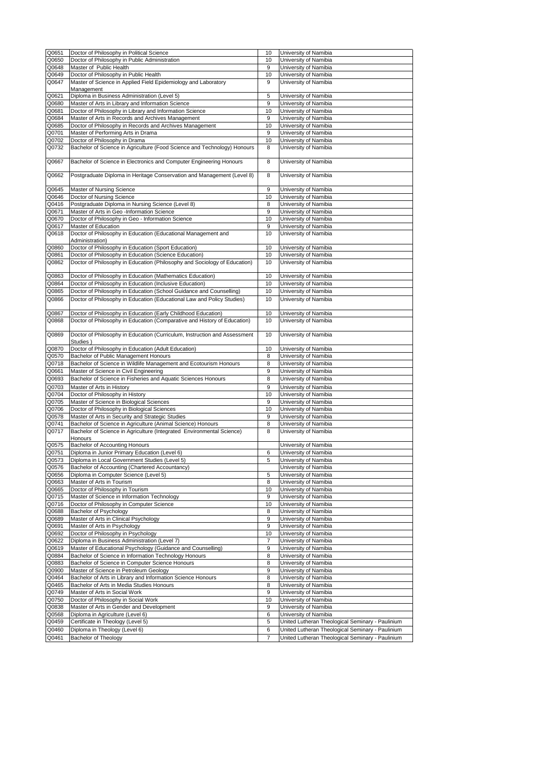| | | | |
|---|---|---|---|
| Q0651 | Doctor of Philosophy in Political Science | 10 | University of Namibia |
| Q0650 | Doctor of Philosophy in Public Administration | 10 | University of Namibia |
| Q0648 | Master of Public Health | 9 | University of Namibia |
| Q0649 | Doctor of Philosophy in Public Health | 10 | University of Namibia |
| Q0647 | Master of Science in Applied Field Epidemiology and Laboratory Management | 9 | University of Namibia |
| Q0621 | Diploma in Business Administration (Level 5) | 5 | University of Namibia |
| Q0680 | Master of Arts in Library and Information Science | 9 | University of Namibia |
| Q0681 | Doctor of Philosophy in Library and Information Science | 10 | University of Namibia |
| Q0684 | Master of Arts in Records and Archives Management | 9 | University of Namibia |
| Q0685 | Doctor of Philosophy in Records and Archives Management | 10 | University of Namibia |
| Q0701 | Master of Performing Arts in Drama | 9 | University of Namibia |
| Q0702 | Doctor of Philosophy in Drama | 10 | University of Namibia |
| Q0732 | Bachelor of Science in Agriculture (Food Science and Technology) Honours | 8 | University of Namibia |
| Q0667 | Bachelor of Science in Electronics and Computer Engineering Honours | 8 | University of Namibia |
| Q0662 | Postgraduate Diploma in Heritage Conservation and Management (Level 8) | 8 | University of Namibia |
| Q0645 | Master of Nursing Science | 9 | University of Namibia |
| Q0646 | Doctor of Nursing Science | 10 | University of Namibia |
| Q0416 | Postgraduate Diploma in Nursing Science (Level 8) | 8 | University of Namibia |
| Q0671 | Master of Arts in Geo -Information Science | 9 | University of Namibia |
| Q0670 | Doctor of Philosophy in Geo - Information Science | 10 | University of Namibia |
| Q0617 | Master of Education | 9 | University of Namibia |
| Q0618 | Doctor of Philosophy in Education (Educational Management and Administration) | 10 | University of Namibia |
| Q0860 | Doctor of Philosophy in Education (Sport Education) | 10 | University of Namibia |
| Q0861 | Doctor of Philosophy in Education (Science Education) | 10 | University of Namibia |
| Q0862 | Doctor of Philosophy in Education (Philosophy and Sociology of Education) | 10 | University of Namibia |
| Q0863 | Doctor of Philosophy in Education (Mathematics Education) | 10 | University of Namibia |
| Q0864 | Doctor of Philosophy in Education (Inclusive Education) | 10 | University of Namibia |
| Q0865 | Doctor of Philosophy in Education (School Guidance and Counselling) | 10 | University of Namibia |
| Q0866 | Doctor of Philosophy in Education (Educational Law and Policy Studies) | 10 | University of Namibia |
| Q0867 | Doctor of Philosophy in Education (Early Childhood Education) | 10 | University of Namibia |
| Q0868 | Doctor of Philosophy in Education (Comparative and History of Education) | 10 | University of Namibia |
| Q0869 | Doctor of Philosophy in Education (Curriculum, Instruction and Assessment Studies ) | 10 | University of Namibia |
| Q0870 | Doctor of Philosophy in Education (Adult Education) | 10 | University of Namibia |
| Q0570 | Bachelor of Public Management Honours | 8 | University of Namibia |
| Q0718 | Bachelor of Science in Wildlife Management and Ecotourism Honours | 8 | University of Namibia |
| Q0661 | Master of Science in Civil Engineering | 9 | University of Namibia |
| Q0693 | Bachelor of Science in Fisheries and Aquatic Sciences Honours | 8 | University of Namibia |
| Q0703 | Master of Arts in History | 9 | University of Namibia |
| Q0704 | Doctor of Philosophy in History | 10 | University of Namibia |
| Q0705 | Master of Science in Biological Sciences | 9 | University of Namibia |
| Q0706 | Doctor of Philosophy in Biological Sciences | 10 | University of Namibia |
| Q0578 | Master of Arts in Security and Strategic Studies | 9 | University of Namibia |
| Q0741 | Bachelor of Science in Agriculture (Animal Science) Honours | 8 | University of Namibia |
| Q0717 | Bachelor of Science in Agriculture (Integrated Environmental Science) Honours | 8 | University of Namibia |
| Q0575 | Bachelor of Accounting Honours | | University of Namibia |
| Q0751 | Diploma in Junior Primary Education (Level 6) | 6 | University of Namibia |
| Q0573 | Diploma in Local Government Studies (Level 5) | 5 | University of Namibia |
| Q0576 | Bachelor of Accounting (Chartered Accountancy) | | University of Namibia |
| Q0656 | Diploma in Computer Science (Level 5) | 5 | University of Namibia |
| Q0663 | Master of Arts in Tourism | 8 | University of Namibia |
| Q0665 | Doctor of Philosophy in Tourism | 10 | University of Namibia |
| Q0715 | Master of Science in Information Technology | 9 | University of Namibia |
| Q0716 | Doctor of Philosophy in Computer Science | 10 | University of Namibia |
| Q0688 | Bachelor of Psychology | 8 | University of Namibia |
| Q0689 | Master of Arts in Clinical Psychology | 9 | University of Namibia |
| Q0691 | Master of Arts in Psychology | 9 | University of Namibia |
| Q0692 | Doctor of Philosophy in Psychology | 10 | University of Namibia |
| Q0622 | Diploma in Business Administration (Level 7) | 7 | University of Namibia |
| Q0619 | Master of Educational Psychology (Guidance and Counselling) | 9 | University of Namibia |
| Q0884 | Bachelor of Science in Information Technology Honours | 8 | University of Namibia |
| Q0883 | Bachelor of Science in Computer Science Honours | 8 | University of Namibia |
| Q0900 | Master of Science in Petroleum Geology | 9 | University of Namibia |
| Q0464 | Bachelor of Arts in Library and Information Science Honours | 8 | University of Namibia |
| Q0465 | Bachelor of Arts in Media Studies Honours | 8 | University of Namibia |
| Q0749 | Master of Arts in Social Work | 9 | University of Namibia |
| Q0750 | Doctor of Philosophy in Social Work | 10 | University of Namibia |
| Q0838 | Master of Arts in Gender and Development | 9 | University of Namibia |
| Q0568 | Diploma in Agriculture (Level 6) | 6 | University of Namibia |
| Q0459 | Certificate in Theology (Level 5) | 5 | United Lutheran Theological Seminary - Paulinium |
| Q0460 | Diploma in Theology (Level 6) | 6 | United Lutheran Theological Seminary - Paulinium |
| Q0461 | Bachelor of Theology | 7 | United Lutheran Theological Seminary - Paulinium |